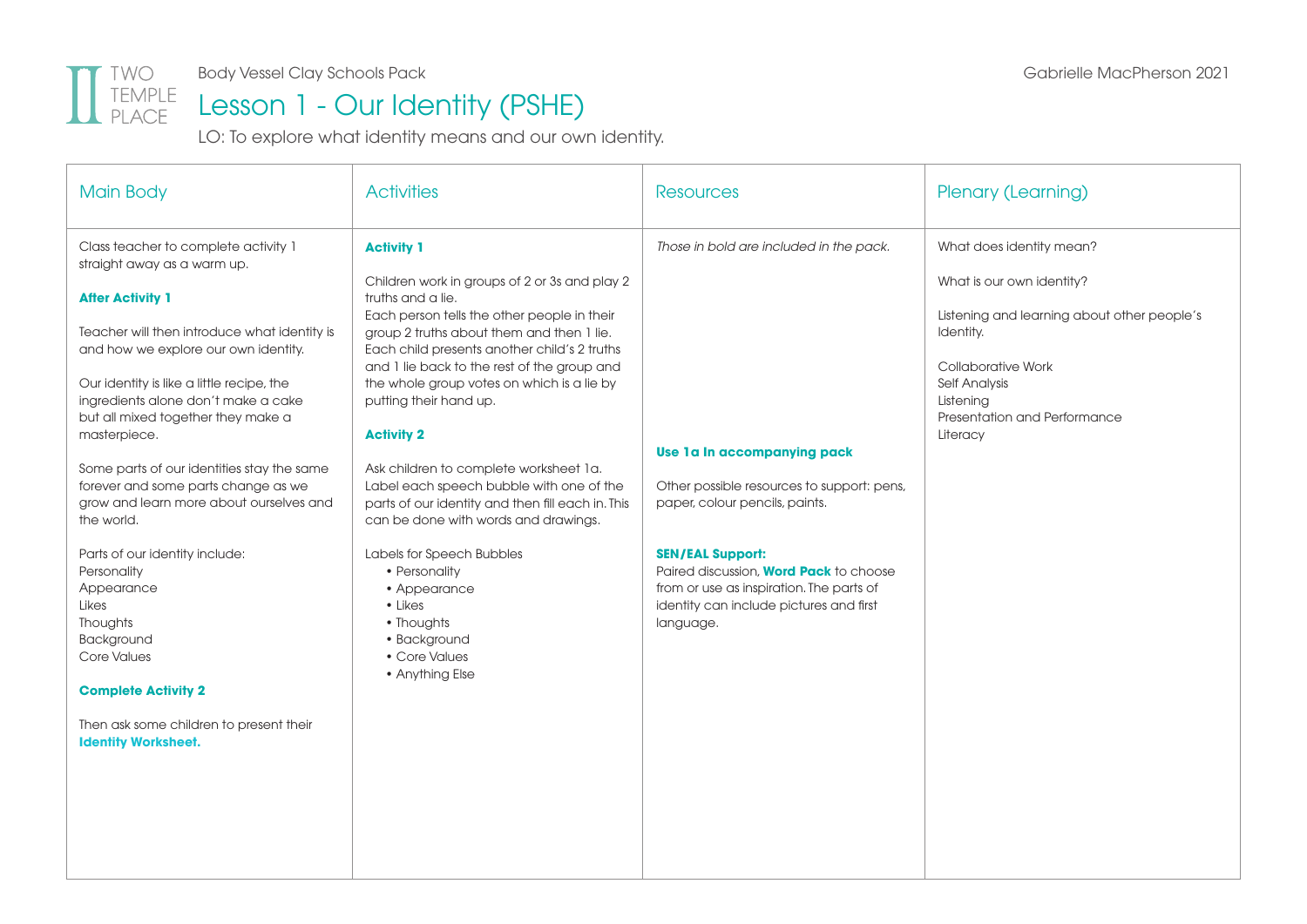Two Temple Place

Body Vessel Clay Schools Pack

Gabrielle MacPherson 2021

# Lesson 1 - Our Identity (PSHE)

LO: To explore what identity means and our own identity.

| Main Body | Activities | Resources | Plenary (Learning) |
|---|---|---|---|
| Class teacher to complete activity 1 straight away as a warm up.<br><br>**After Activity 1**<br><br>Teacher will then introduce what identity is and how we explore our own identity.<br><br>Our identity is like a little recipe, the ingredients alone don't make a cake but all mixed together they make a masterpiece.<br><br>Some parts of our identities stay the same forever and some parts change as we grow and learn more about ourselves and the world.<br><br>Parts of our identity include:<br>Personality<br>Appearance<br>Likes<br>Thoughts<br>Background<br>Core Values<br><br>**Complete Activity 2**<br><br>Then ask some children to present their **Identity Worksheet.** | **Activity 1**<br><br>Children work in groups of 2 or 3s and play 2 truths and a lie.<br>Each person tells the other people in their group 2 truths about them and then 1 lie.<br>Each child presents another child's 2 truths and 1 lie back to the rest of the group and the whole group votes on which is a lie by putting their hand up.<br><br>**Activity 2**<br><br>Ask children to complete worksheet 1a. Label each speech bubble with one of the parts of our identity and then fill each in. This can be done with words and drawings.<br><br>Labels for Speech Bubbles<br>• Personality<br>• Appearance<br>• Likes<br>• Thoughts<br>• Background<br>• Core Values<br>• Anything Else | *Those in bold are included in the pack.*<br><br>**Use 1a In accompanying pack**<br><br>Other possible resources to support: pens, paper, colour pencils, paints.<br><br>**SEN/EAL Support:**<br>Paired discussion, **Word Pack** to choose from or use as inspiration. The parts of identity can include pictures and first language. | What does identity mean?<br><br>What is our own identity?<br><br>Listening and learning about other people's Identity.<br><br>Collaborative Work<br>Self Analysis<br>Listening<br>Presentation and Performance<br>Literacy |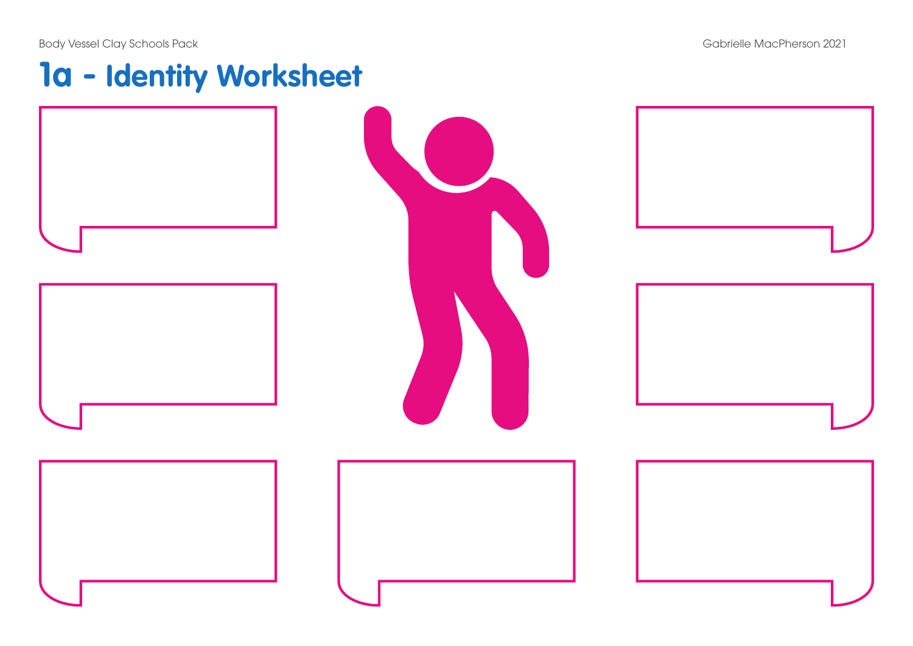# 1a - Identity Worksheet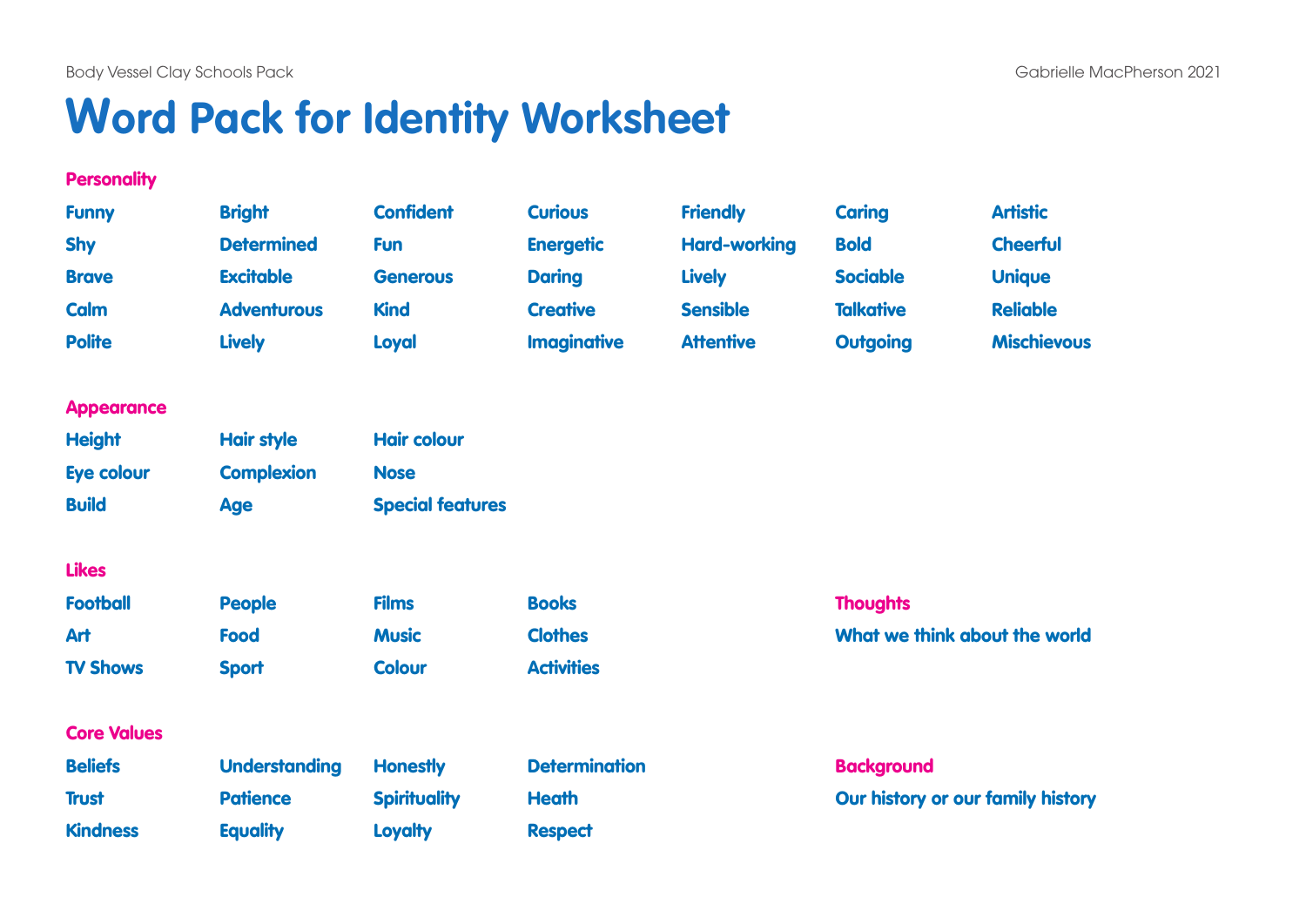# Word Pack for Identity Worksheet

## Personality

| | | | | | | |
|---|---|---|---|---|---|---|
| Funny | Bright | Confident | Curious | Friendly | Caring | Artistic |
| Shy | Determined | Fun | Energetic | Hard-working | Bold | Cheerful |
| Brave | Excitable | Generous | Daring | Lively | Sociable | Unique |
| Calm | Adventurous | Kind | Creative | Sensible | Talkative | Reliable |
| Polite | Lively | Loyal | Imaginative | Attentive | Outgoing | Mischievous |

## Appearance

| | | |
|---|---|---|
| Height | Hair style | Hair colour |
| Eye colour | Complexion | Nose |
| Build | Age | Special features |

## Likes

| | | | |
|---|---|---|---|
| Football | People | Films | Books |
| Art | Food | Music | Clothes |
| TV Shows | Sport | Colour | Activities |

## Thoughts

What we think about the world

## Core Values

| | | | |
|---|---|---|---|
| Beliefs | Understanding | Honestly | Determination |
| Trust | Patience | Spirituality | Heath |
| Kindness | Equality | Loyalty | Respect |

## Background

Our history or our family history